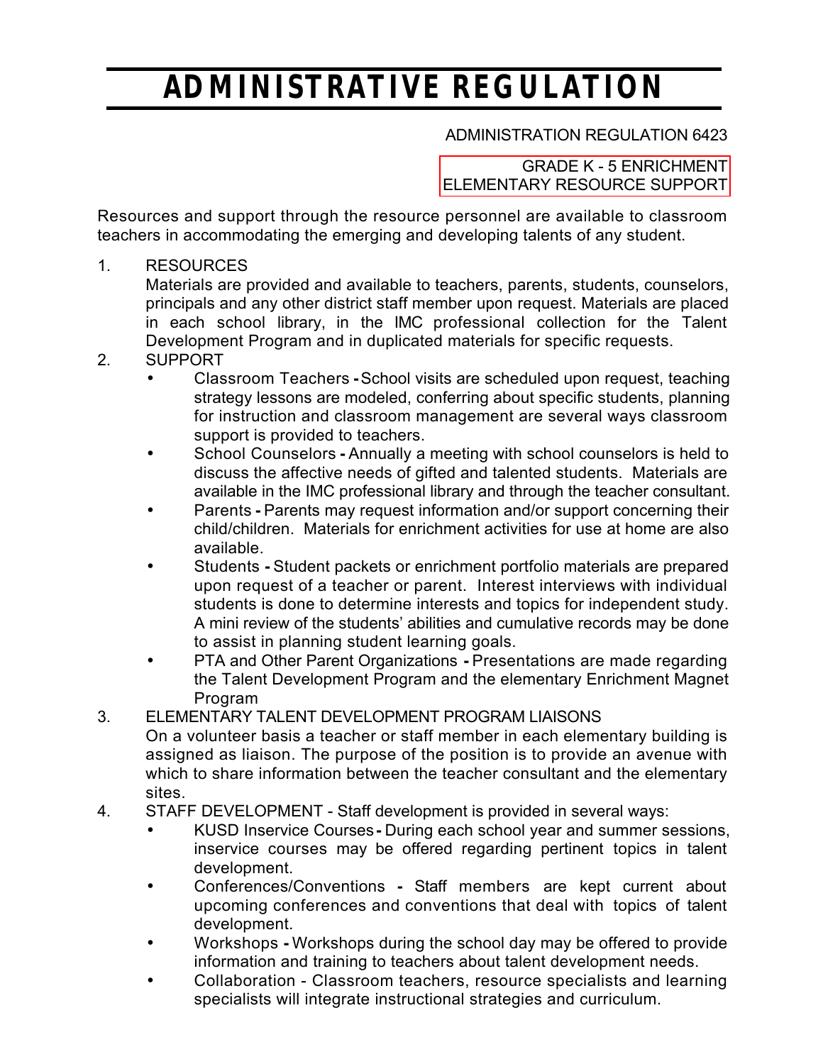# ADMINISTRATIVE REGULATION

ADMINISTRATION REGULATION 6423

GRADE K - 5 ENRICHMENT
ELEMENTARY RESOURCE SUPPORT

Resources and support through the resource personnel are available to classroom teachers in accommodating the emerging and developing talents of any student.

1. RESOURCES
   Materials are provided and available to teachers, parents, students, counselors, principals and any other district staff member upon request. Materials are placed in each school library, in the IMC professional collection for the Talent Development Program and in duplicated materials for specific requests.
2. SUPPORT
   - Classroom Teachers **-** School visits are scheduled upon request, teaching strategy lessons are modeled, conferring about specific students, planning for instruction and classroom management are several ways classroom support is provided to teachers.
   - School Counselors **-** Annually a meeting with school counselors is held to discuss the affective needs of gifted and talented students. Materials are available in the IMC professional library and through the teacher consultant.
   - Parents **-** Parents may request information and/or support concerning their child/children. Materials for enrichment activities for use at home are also available.
   - Students **-** Student packets or enrichment portfolio materials are prepared upon request of a teacher or parent. Interest interviews with individual students is done to determine interests and topics for independent study. A mini review of the students' abilities and cumulative records may be done to assist in planning student learning goals.
   - PTA and Other Parent Organizations **-** Presentations are made regarding the Talent Development Program and the elementary Enrichment Magnet Program
3. ELEMENTARY TALENT DEVELOPMENT PROGRAM LIAISONS
   On a volunteer basis a teacher or staff member in each elementary building is assigned as liaison. The purpose of the position is to provide an avenue with which to share information between the teacher consultant and the elementary sites.
4. STAFF DEVELOPMENT - Staff development is provided in several ways:
   - KUSD Inservice Courses **-** During each school year and summer sessions, inservice courses may be offered regarding pertinent topics in talent development.
   - Conferences/Conventions **-** Staff members are kept current about upcoming conferences and conventions that deal with topics of talent development.
   - Workshops **-** Workshops during the school day may be offered to provide information and training to teachers about talent development needs.
   - Collaboration - Classroom teachers, resource specialists and learning specialists will integrate instructional strategies and curriculum.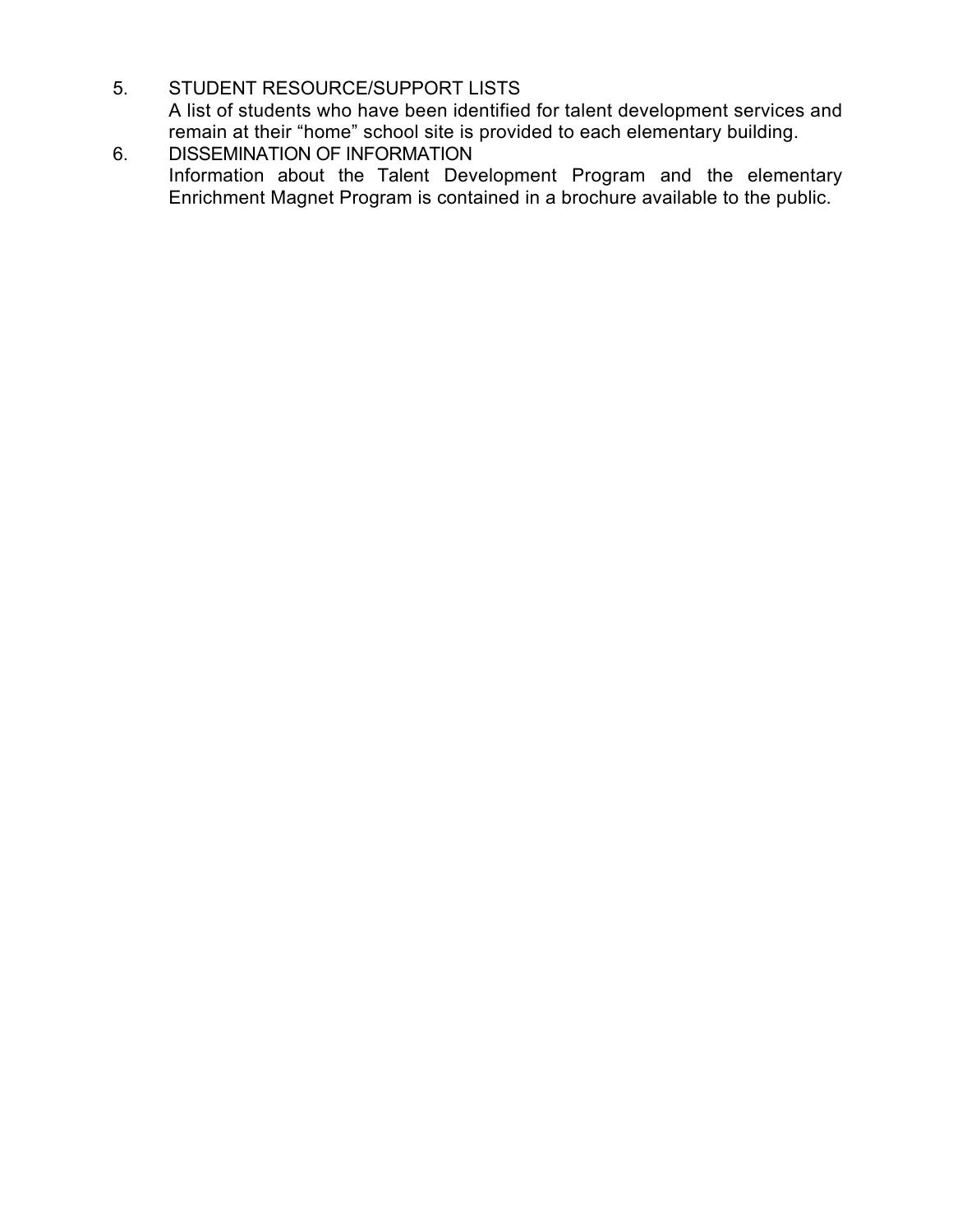5. STUDENT RESOURCE/SUPPORT LISTS
   A list of students who have been identified for talent development services and remain at their "home" school site is provided to each elementary building.
6. DISSEMINATION OF INFORMATION
   Information about the Talent Development Program and the elementary Enrichment Magnet Program is contained in a brochure available to the public.